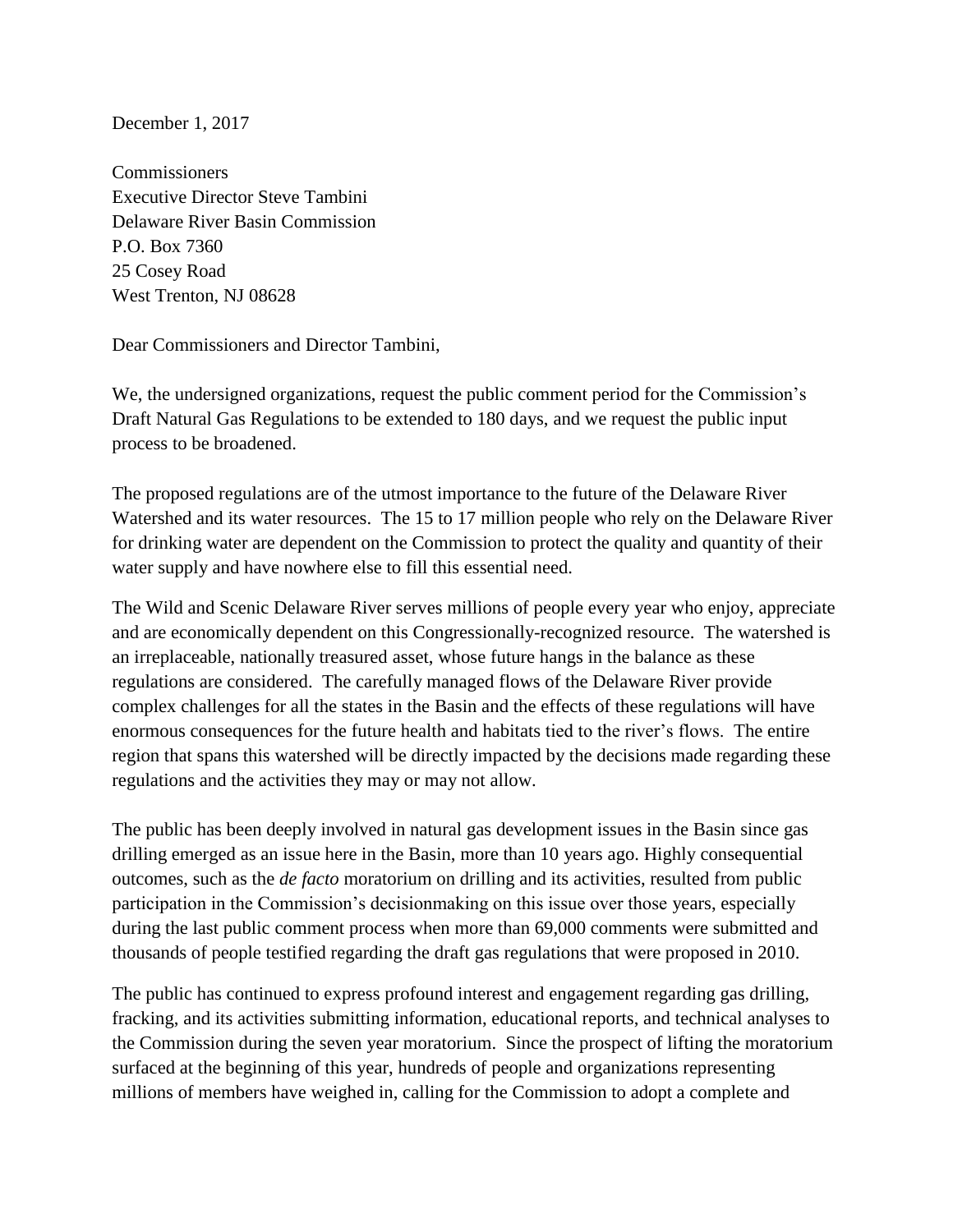December 1, 2017

Commissioners  
Executive Director Steve Tambini  
Delaware River Basin Commission  
P.O. Box 7360  
25 Cosey Road  
West Trenton, NJ 08628

Dear Commissioners and Director Tambini,

We, the undersigned organizations, request the public comment period for the Commission's Draft Natural Gas Regulations to be extended to 180 days, and we request the public input process to be broadened.

The proposed regulations are of the utmost importance to the future of the Delaware River Watershed and its water resources. The 15 to 17 million people who rely on the Delaware River for drinking water are dependent on the Commission to protect the quality and quantity of their water supply and have nowhere else to fill this essential need.

The Wild and Scenic Delaware River serves millions of people every year who enjoy, appreciate and are economically dependent on this Congressionally-recognized resource. The watershed is an irreplaceable, nationally treasured asset, whose future hangs in the balance as these regulations are considered. The carefully managed flows of the Delaware River provide complex challenges for all the states in the Basin and the effects of these regulations will have enormous consequences for the future health and habitats tied to the river's flows. The entire region that spans this watershed will be directly impacted by the decisions made regarding these regulations and the activities they may or may not allow.

The public has been deeply involved in natural gas development issues in the Basin since gas drilling emerged as an issue here in the Basin, more than 10 years ago. Highly consequential outcomes, such as the *de facto* moratorium on drilling and its activities, resulted from public participation in the Commission's decisionmaking on this issue over those years, especially during the last public comment process when more than 69,000 comments were submitted and thousands of people testified regarding the draft gas regulations that were proposed in 2010.

The public has continued to express profound interest and engagement regarding gas drilling, fracking, and its activities submitting information, educational reports, and technical analyses to the Commission during the seven year moratorium. Since the prospect of lifting the moratorium surfaced at the beginning of this year, hundreds of people and organizations representing millions of members have weighed in, calling for the Commission to adopt a complete and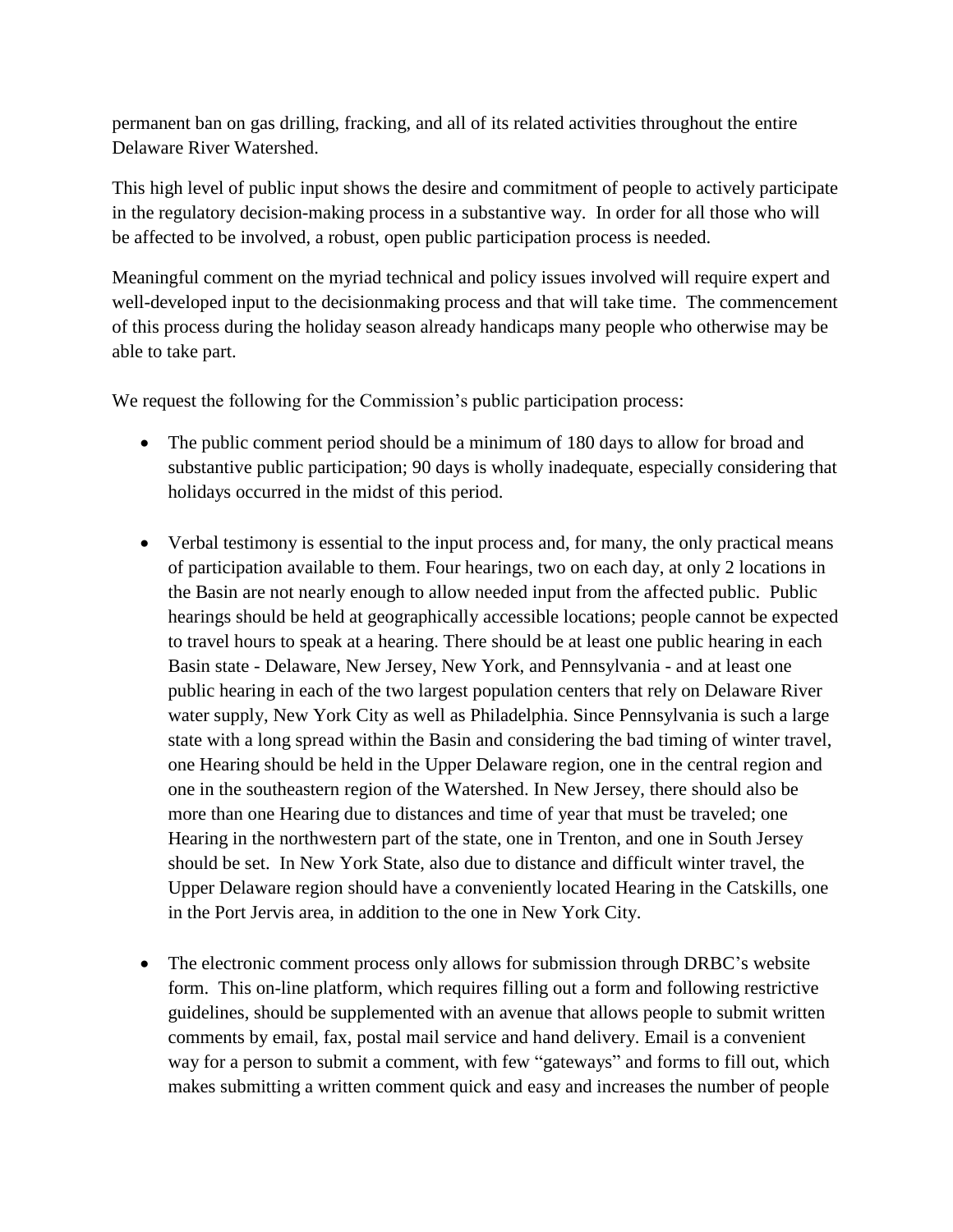permanent ban on gas drilling, fracking, and all of its related activities throughout the entire Delaware River Watershed.

This high level of public input shows the desire and commitment of people to actively participate in the regulatory decision-making process in a substantive way. In order for all those who will be affected to be involved, a robust, open public participation process is needed.

Meaningful comment on the myriad technical and policy issues involved will require expert and well-developed input to the decisionmaking process and that will take time. The commencement of this process during the holiday season already handicaps many people who otherwise may be able to take part.

We request the following for the Commission's public participation process:

- The public comment period should be a minimum of 180 days to allow for broad and substantive public participation; 90 days is wholly inadequate, especially considering that holidays occurred in the midst of this period.

- Verbal testimony is essential to the input process and, for many, the only practical means of participation available to them. Four hearings, two on each day, at only 2 locations in the Basin are not nearly enough to allow needed input from the affected public. Public hearings should be held at geographically accessible locations; people cannot be expected to travel hours to speak at a hearing. There should be at least one public hearing in each Basin state - Delaware, New Jersey, New York, and Pennsylvania - and at least one public hearing in each of the two largest population centers that rely on Delaware River water supply, New York City as well as Philadelphia. Since Pennsylvania is such a large state with a long spread within the Basin and considering the bad timing of winter travel, one Hearing should be held in the Upper Delaware region, one in the central region and one in the southeastern region of the Watershed. In New Jersey, there should also be more than one Hearing due to distances and time of year that must be traveled; one Hearing in the northwestern part of the state, one in Trenton, and one in South Jersey should be set. In New York State, also due to distance and difficult winter travel, the Upper Delaware region should have a conveniently located Hearing in the Catskills, one in the Port Jervis area, in addition to the one in New York City.

- The electronic comment process only allows for submission through DRBC's website form. This on-line platform, which requires filling out a form and following restrictive guidelines, should be supplemented with an avenue that allows people to submit written comments by email, fax, postal mail service and hand delivery. Email is a convenient way for a person to submit a comment, with few "gateways" and forms to fill out, which makes submitting a written comment quick and easy and increases the number of people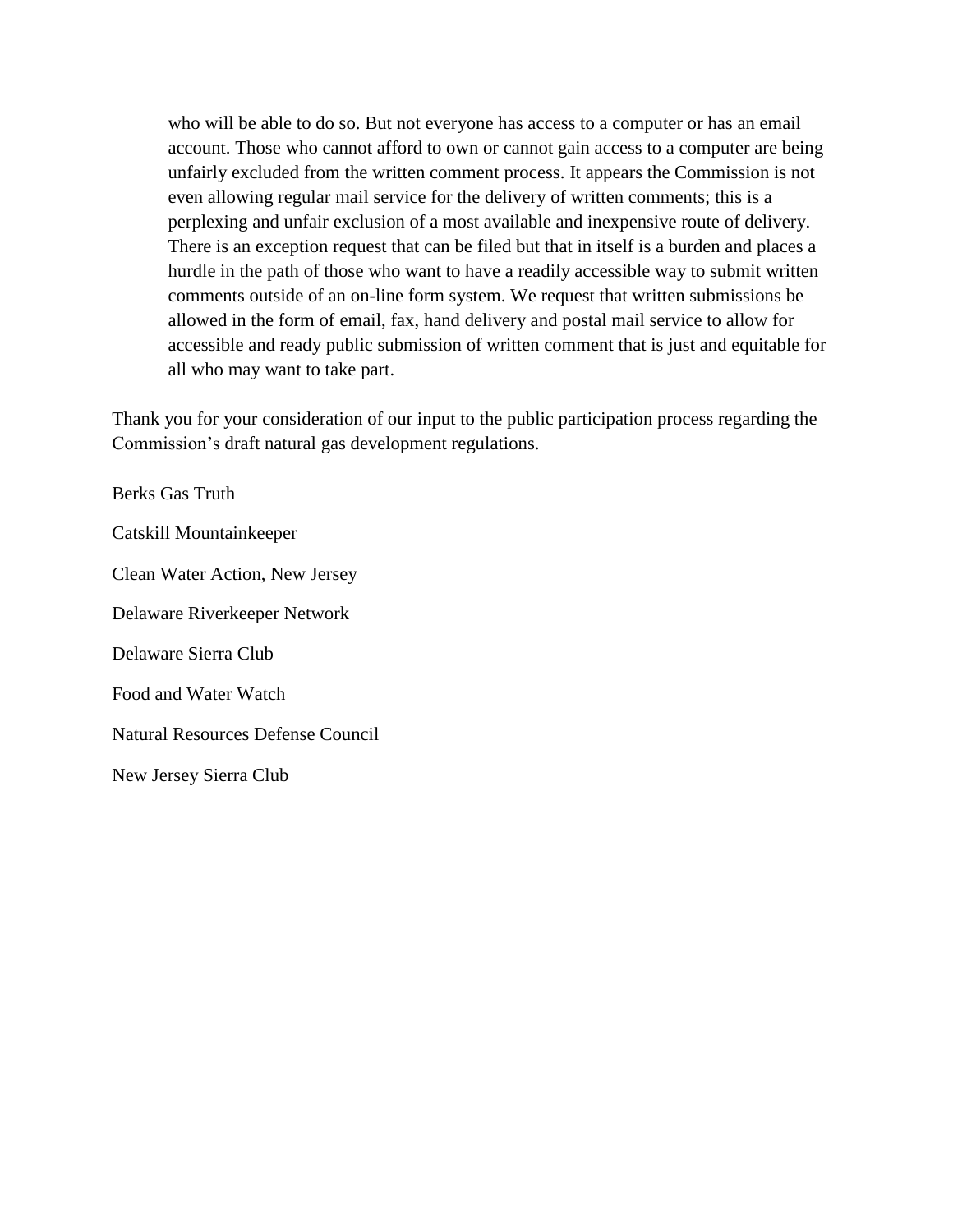who will be able to do so. But not everyone has access to a computer or has an email account. Those who cannot afford to own or cannot gain access to a computer are being unfairly excluded from the written comment process. It appears the Commission is not even allowing regular mail service for the delivery of written comments; this is a perplexing and unfair exclusion of a most available and inexpensive route of delivery. There is an exception request that can be filed but that in itself is a burden and places a hurdle in the path of those who want to have a readily accessible way to submit written comments outside of an on-line form system. We request that written submissions be allowed in the form of email, fax, hand delivery and postal mail service to allow for accessible and ready public submission of written comment that is just and equitable for all who may want to take part.

Thank you for your consideration of our input to the public participation process regarding the Commission's draft natural gas development regulations.

Berks Gas Truth

Catskill Mountainkeeper

Clean Water Action, New Jersey

Delaware Riverkeeper Network

Delaware Sierra Club

Food and Water Watch

Natural Resources Defense Council

New Jersey Sierra Club